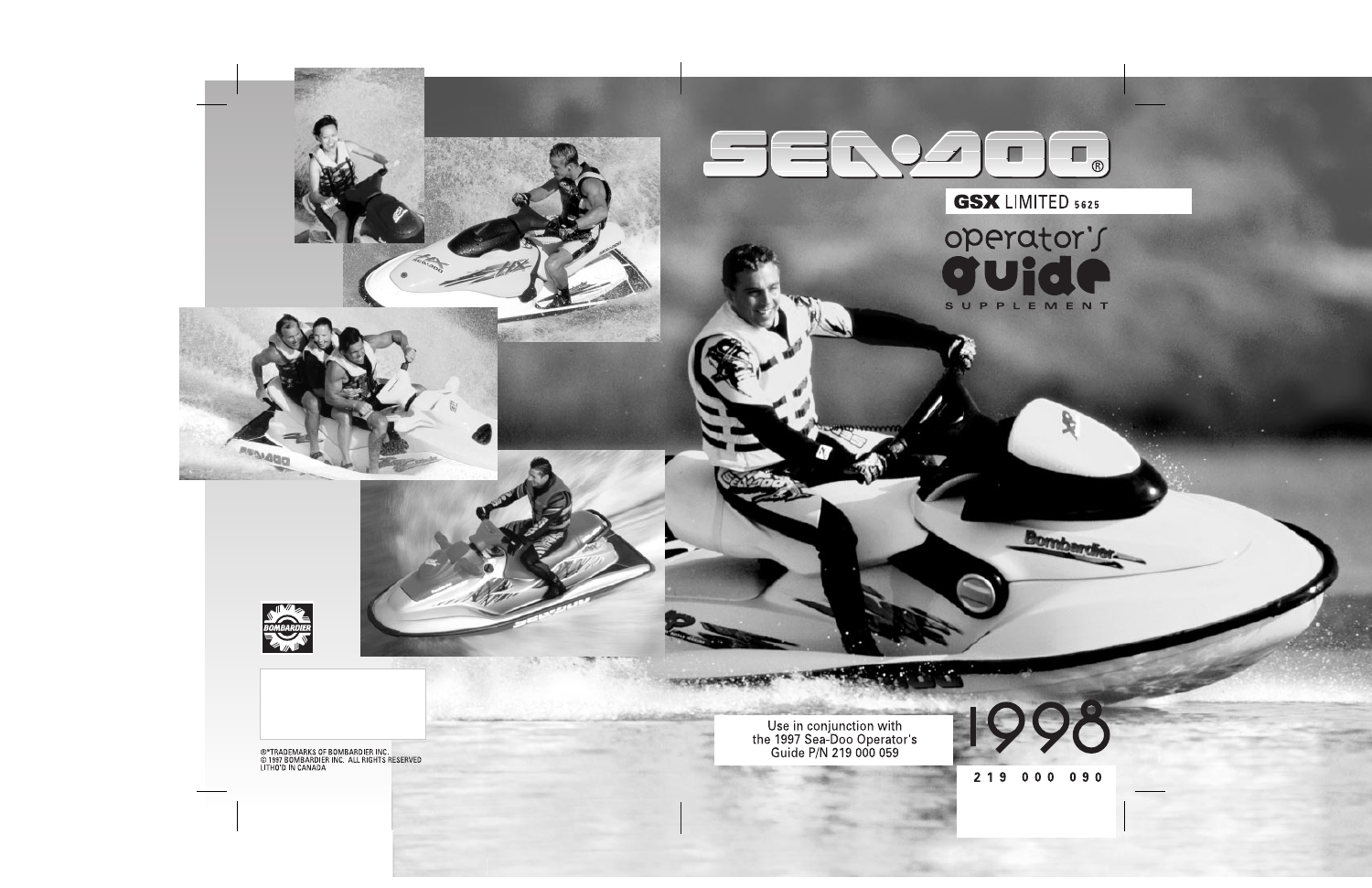# SEA-DOO®

## GSX LIMITED 5625

# operator's guide

SUPPLEMENT

Use in conjunction with the 1997 Sea-Doo Operator's Guide P/N 219 000 059

1998

219 000 090

®*TRADEMARKS OF BOMBARDIER INC.
© 1997 BOMBARDIER INC. ALL RIGHTS RESERVED
LITHO'D IN CANADA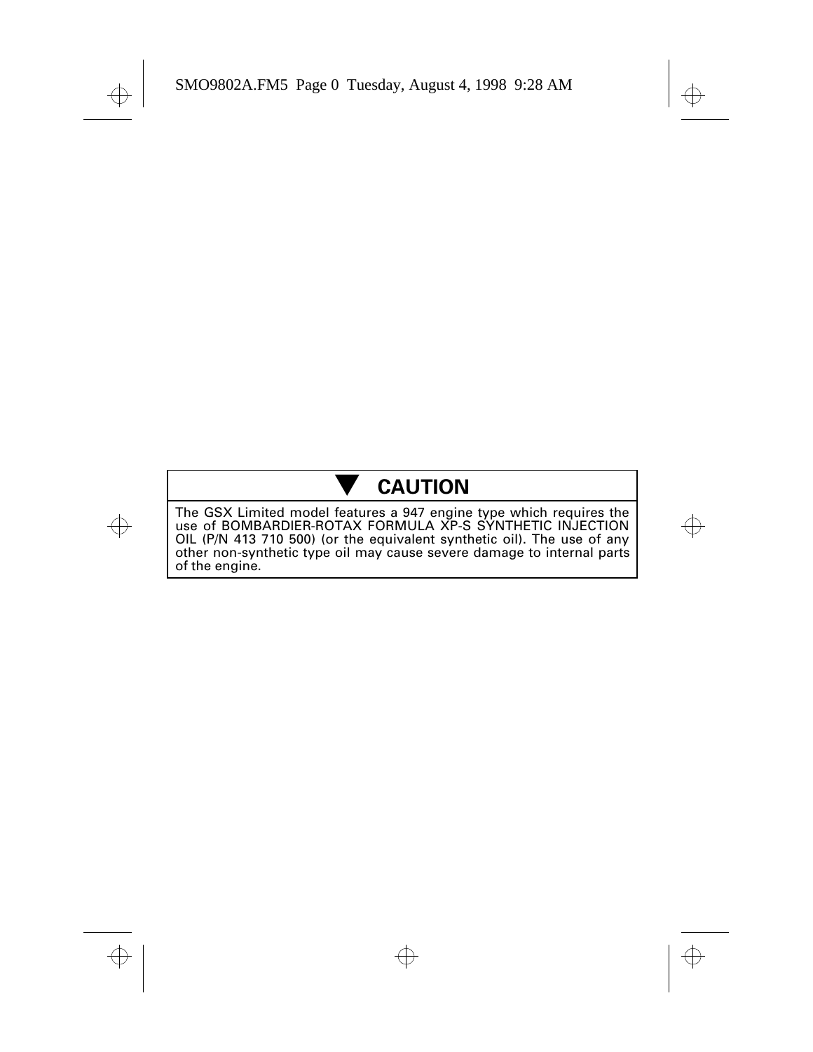## ▼ CAUTION

The GSX Limited model features a 947 engine type which requires the use of BOMBARDIER-ROTAX FORMULA XP-S SYNTHETIC INJECTION OIL (P/N 413 710 500) (or the equivalent synthetic oil). The use of any other non-synthetic type oil may cause severe damage to internal parts of the engine.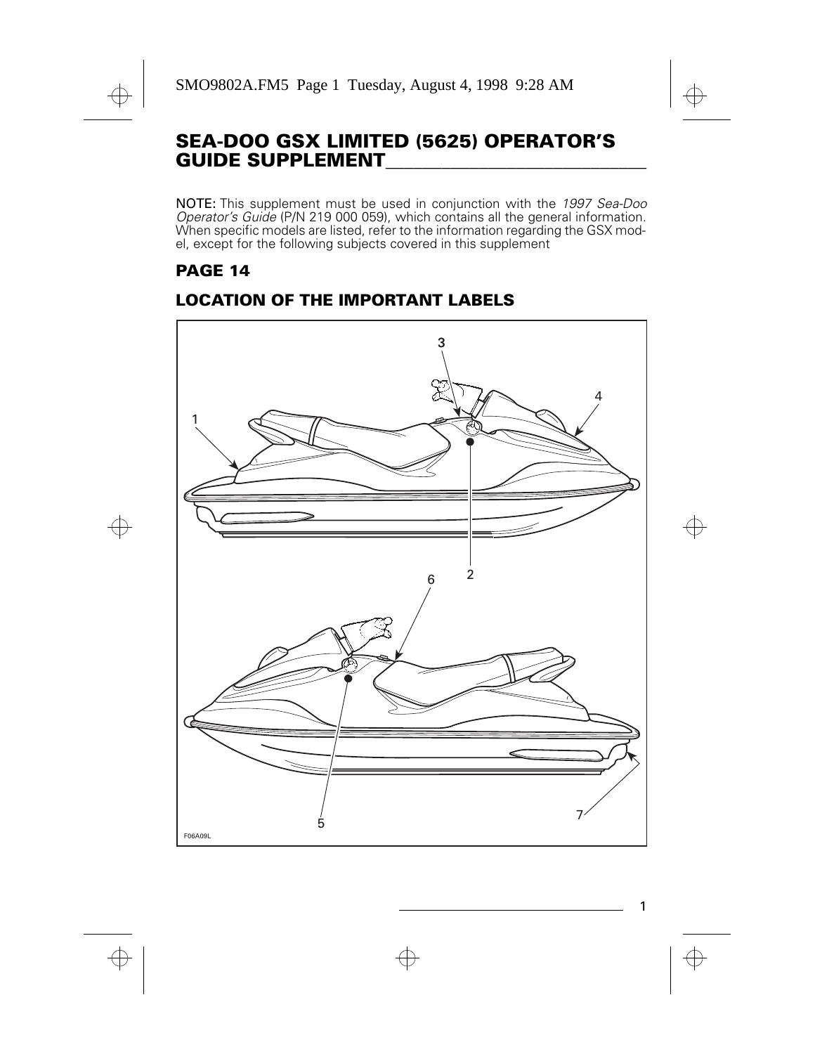# SEA-DOO GSX LIMITED (5625) OPERATOR'S GUIDE SUPPLEMENT

NOTE: This supplement must be used in conjunction with the *1997 Sea-Doo Operator's Guide* (P/N 219 000 059), which contains all the general information. When specific models are listed, refer to the information regarding the GSX model, except for the following subjects covered in this supplement

## PAGE 14

## LOCATION OF THE IMPORTANT LABELS

F06A09L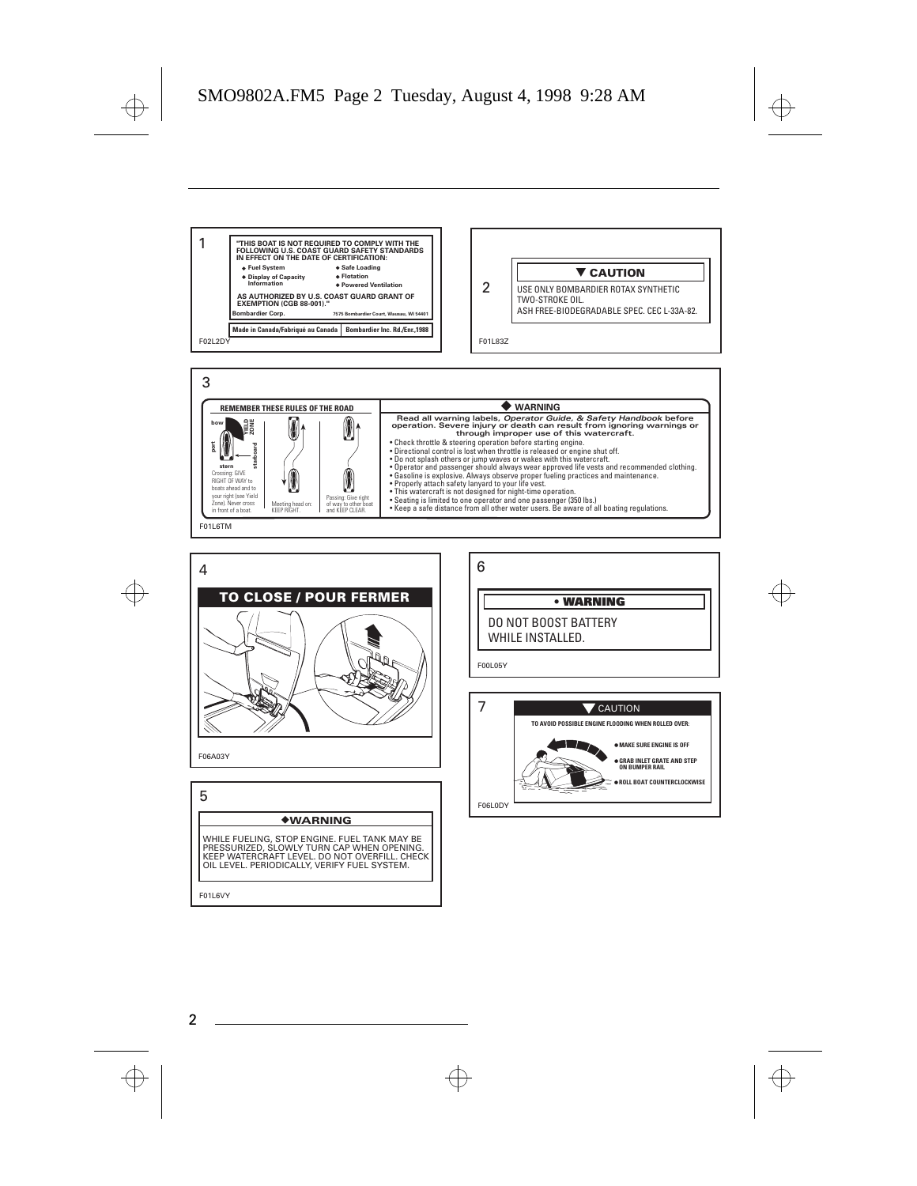1

"THIS BOAT IS NOT REQUIRED TO COMPLY WITH THE FOLLOWING U.S. COAST GUARD SAFETY STANDARDS IN EFFECT ON THE DATE OF CERTIFICATION:

- Fuel System
- Display of Capacity Information
- Safe Loading
- Flotation
- Powered Ventilation

AS AUTHORIZED BY U.S. COAST GUARD GRANT OF EXEMPTION (CGB 88-001)."

Bombardier Corp. 7575 Bombardier Court, Wausau, WI 54401

Made in Canada/Fabriqué au Canada | Bombardier Inc. Rd./Enr.,1988

F02L2DY

2

**▼ CAUTION**

USE ONLY BOMBARDIER ROTAX SYNTHETIC TWO-STROKE OIL.
ASH FREE-BIODEGRADABLE SPEC. CEC L-33A-82.

F01L83Z

3

**REMEMBER THESE RULES OF THE ROAD**

bow — YIELD ZONE — port — starboard — stern

Crossing: GIVE RIGHT OF WAY to boats ahead and to your right (see Yield Zone). Never cross in front of a boat.

Meeting head on: KEEP RIGHT.

Passing: Give right of way to other boat and KEEP CLEAR.

**◆ WARNING**

**Read all warning labels, *Operator Guide, & Safety Handbook* before operation. Severe injury or death can result from ignoring warnings or through improper use of this watercraft.**

- Check throttle & steering operation before starting engine.
- Directional control is lost when throttle is released or engine shut off.
- Do not splash others or jump waves or wakes with this watercraft.
- Operator and passenger should always wear approved life vests and recommended clothing.
- Gasoline is explosive. Always observe proper fueling practices and maintenance.
- Properly attach safety lanyard to your life vest.
- This watercraft is not designed for night-time operation.
- Seating is limited to one operator and one passenger (350 lbs.)
- Keep a safe distance from all other water users. Be aware of all boating regulations.

F01L6TM

4

**TO CLOSE / POUR FERMER**

F06A03Y

5

**◆WARNING**

WHILE FUELING, STOP ENGINE. FUEL TANK MAY BE PRESSURIZED, SLOWLY TURN CAP WHEN OPENING. KEEP WATERCRAFT LEVEL. DO NOT OVERFILL. CHECK OIL LEVEL. PERIODICALLY, VERIFY FUEL SYSTEM.

F01L6VY

6

**• WARNING**

DO NOT BOOST BATTERY WHILE INSTALLED.

F00L05Y

7

**▼ CAUTION**

TO AVOID POSSIBLE ENGINE FLOODING WHEN ROLLED OVER:

- MAKE SURE ENGINE IS OFF
- GRAB INLET GRATE AND STEP ON BUMPER RAIL
- ROLL BOAT COUNTERCLOCKWISE

F06L0DY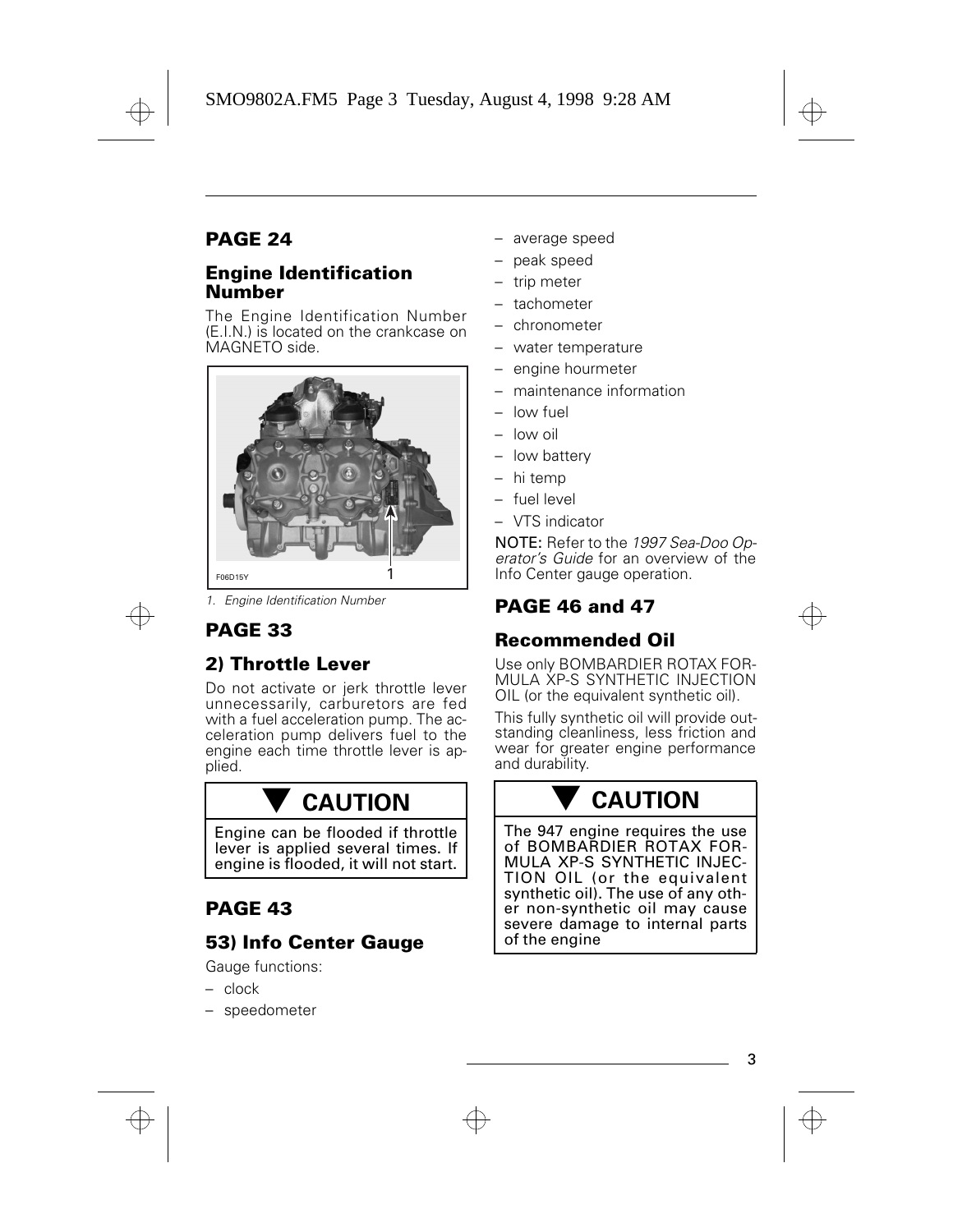## PAGE 24

### Engine Identification Number

The Engine Identification Number (E.I.N.) is located on the crankcase on MAGNETO side.

*1. Engine Identification Number*

## PAGE 33

### 2) Throttle Lever

Do not activate or jerk throttle lever unnecessarily, carburetors are fed with a fuel acceleration pump. The acceleration pump delivers fuel to the engine each time throttle lever is applied.

> **▼ CAUTION**
>
> Engine can be flooded if throttle lever is applied several times. If engine is flooded, it will not start.

## PAGE 43

### 53) Info Center Gauge

Gauge functions:

- clock
- speedometer
- average speed
- peak speed
- trip meter
- tachometer
- chronometer
- water temperature
- engine hourmeter
- maintenance information
- low fuel
- low oil
- low battery
- hi temp
- fuel level
- VTS indicator

**NOTE:** Refer to the *1997 Sea-Doo Operator's Guide* for an overview of the Info Center gauge operation.

## PAGE 46 and 47

### Recommended Oil

Use only BOMBARDIER ROTAX FORMULA XP-S SYNTHETIC INJECTION OIL (or the equivalent synthetic oil).

This fully synthetic oil will provide outstanding cleanliness, less friction and wear for greater engine performance and durability.

> **▼ CAUTION**
>
> The 947 engine requires the use of BOMBARDIER ROTAX FORMULA XP-S SYNTHETIC INJECTION OIL (or the equivalent synthetic oil). The use of any other non-synthetic oil may cause severe damage to internal parts of the engine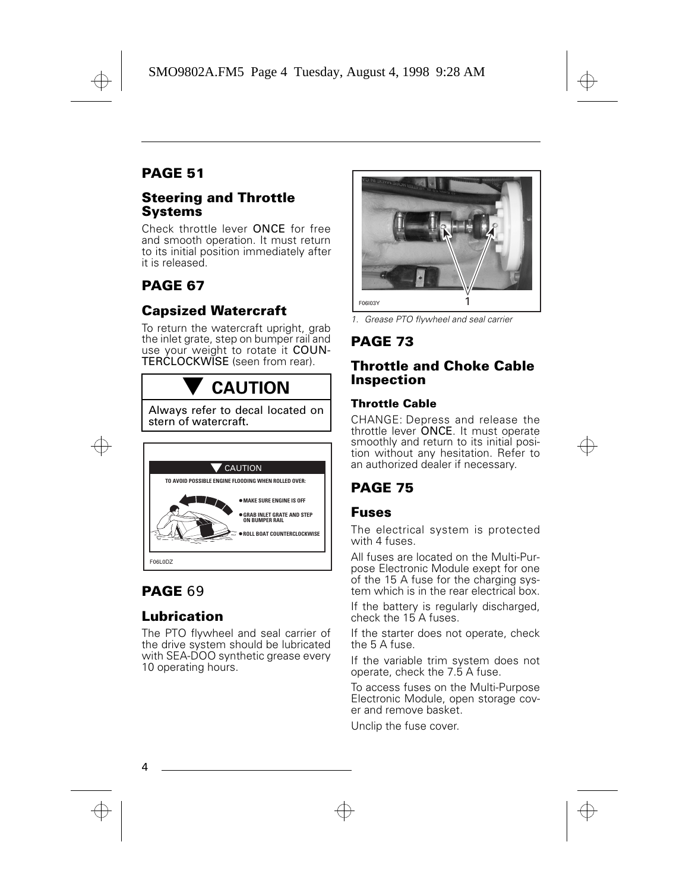## PAGE 51

### Steering and Throttle Systems

Check throttle lever ONCE for free and smooth operation. It must return to its initial position immediately after it is released.

## PAGE 67

### Capsized Watercraft

To return the watercraft upright, grab the inlet grate, step on bumper rail and use your weight to rotate it COUNTERCLOCKWISE (seen from rear).

> **▼ CAUTION**
>
> Always refer to decal located on stern of watercraft.

▼ CAUTION

TO AVOID POSSIBLE ENGINE FLOODING WHEN ROLLED OVER:

- MAKE SURE ENGINE IS OFF
- GRAB INLET GRATE AND STEP ON BUMPER RAIL
- ROLL BOAT COUNTERCLOCKWISE

F06L0DZ

## PAGE 69

### Lubrication

The PTO flywheel and seal carrier of the drive system should be lubricated with SEA-DOO synthetic grease every 10 operating hours.

F06I03Y

*1. Grease PTO flywheel and seal carrier*

## PAGE 73

### Throttle and Choke Cable Inspection

#### Throttle Cable

CHANGE: Depress and release the throttle lever ONCE. It must operate smoothly and return to its initial position without any hesitation. Refer to an authorized dealer if necessary.

## PAGE 75

### Fuses

The electrical system is protected with 4 fuses.

All fuses are located on the Multi-Purpose Electronic Module exept for one of the 15 A fuse for the charging system which is in the rear electrical box.

If the battery is regularly discharged, check the 15 A fuses.

If the starter does not operate, check the 5 A fuse.

If the variable trim system does not operate, check the 7.5 A fuse.

To access fuses on the Multi-Purpose Electronic Module, open storage cover and remove basket.

Unclip the fuse cover.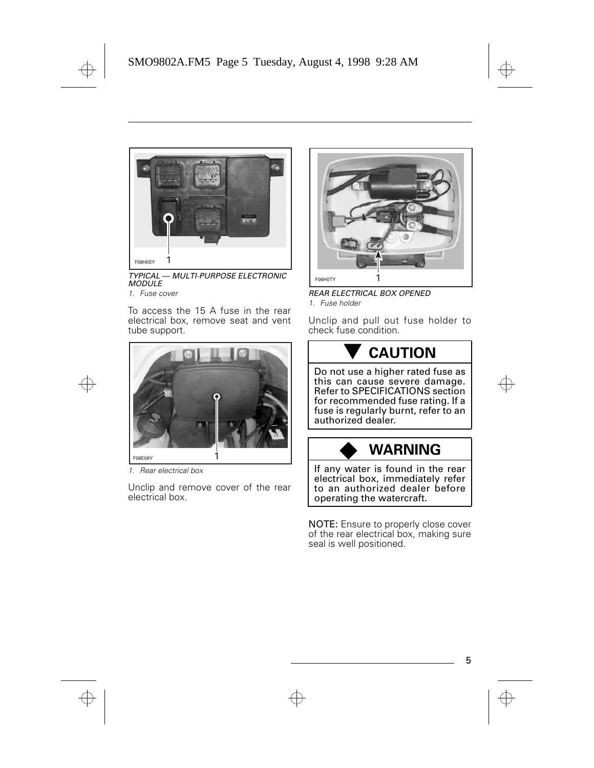F06H0SY 1

*TYPICAL — MULTI-PURPOSE ELECTRONIC MODULE*

*1. Fuse cover*

To access the 15 A fuse in the rear electrical box, remove seat and vent tube support.

F06E06Y 1

*1. Rear electrical box*

Unclip and remove cover of the rear electrical box.

F06H0TY 1

*REAR ELECTRICAL BOX OPENED*

*1. Fuse holder*

Unclip and pull out fuse holder to check fuse condition.

**CAUTION**

Do not use a higher rated fuse as this can cause severe damage. Refer to SPECIFICATIONS section for recommended fuse rating. If a fuse is regularly burnt, refer to an authorized dealer.

**WARNING**

If any water is found in the rear electrical box, immediately refer to an authorized dealer before operating the watercraft.

**NOTE:** Ensure to properly close cover of the rear electrical box, making sure seal is well positioned.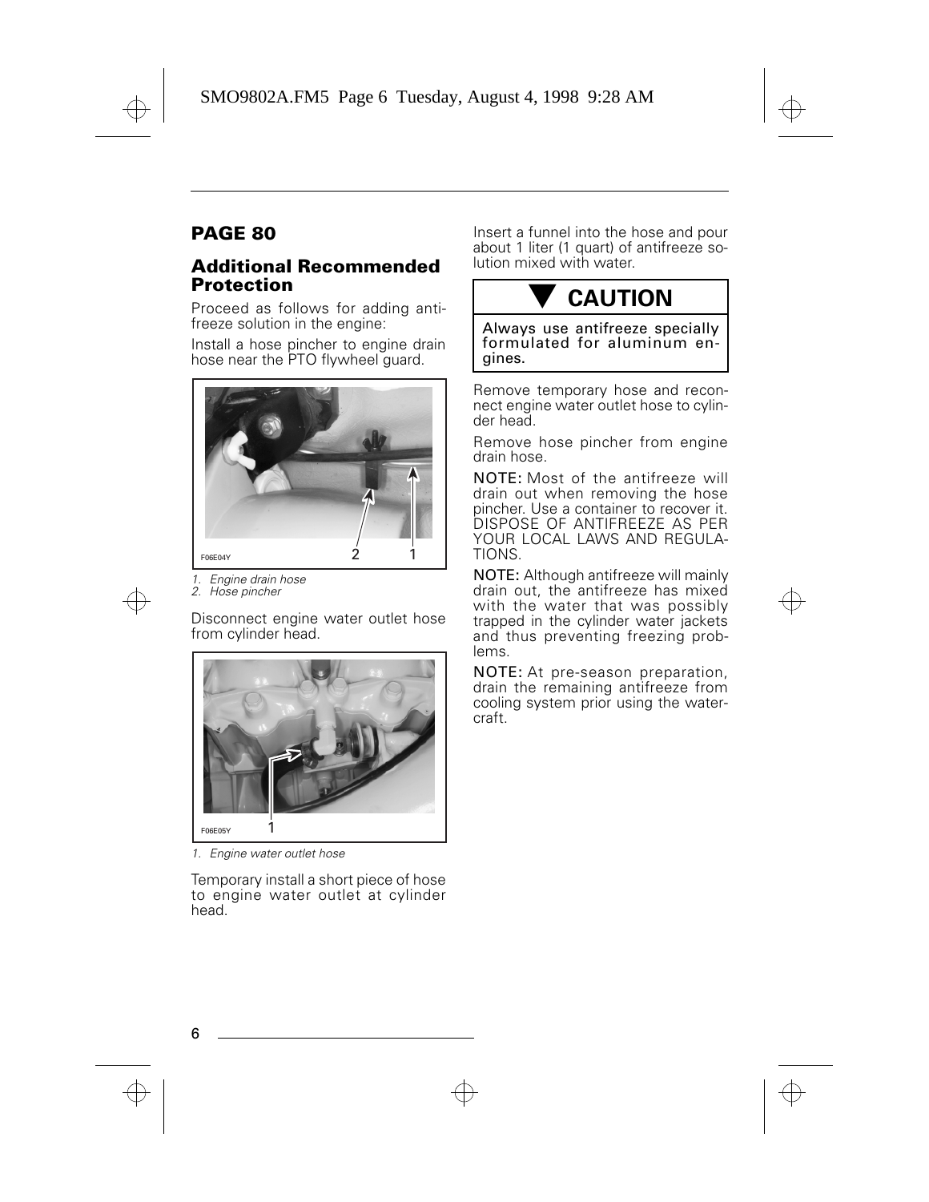## PAGE 80

### Additional Recommended Protection

Proceed as follows for adding antifreeze solution in the engine:

Install a hose pincher to engine drain hose near the PTO flywheel guard.

F06E04Y

1. *Engine drain hose*
2. *Hose pincher*

Disconnect engine water outlet hose from cylinder head.

F06E05Y

1. *Engine water outlet hose*

Temporary install a short piece of hose to engine water outlet at cylinder head.

Insert a funnel into the hose and pour about 1 liter (1 quart) of antifreeze solution mixed with water.

> **▼ CAUTION**
>
> Always use antifreeze specially formulated for aluminum engines.

Remove temporary hose and reconnect engine water outlet hose to cylinder head.

Remove hose pincher from engine drain hose.

**NOTE:** Most of the antifreeze will drain out when removing the hose pincher. Use a container to recover it. DISPOSE OF ANTIFREEZE AS PER YOUR LOCAL LAWS AND REGULATIONS.

**NOTE:** Although antifreeze will mainly drain out, the antifreeze has mixed with the water that was possibly trapped in the cylinder water jackets and thus preventing freezing problems.

**NOTE:** At pre-season preparation, drain the remaining antifreeze from cooling system prior using the watercraft.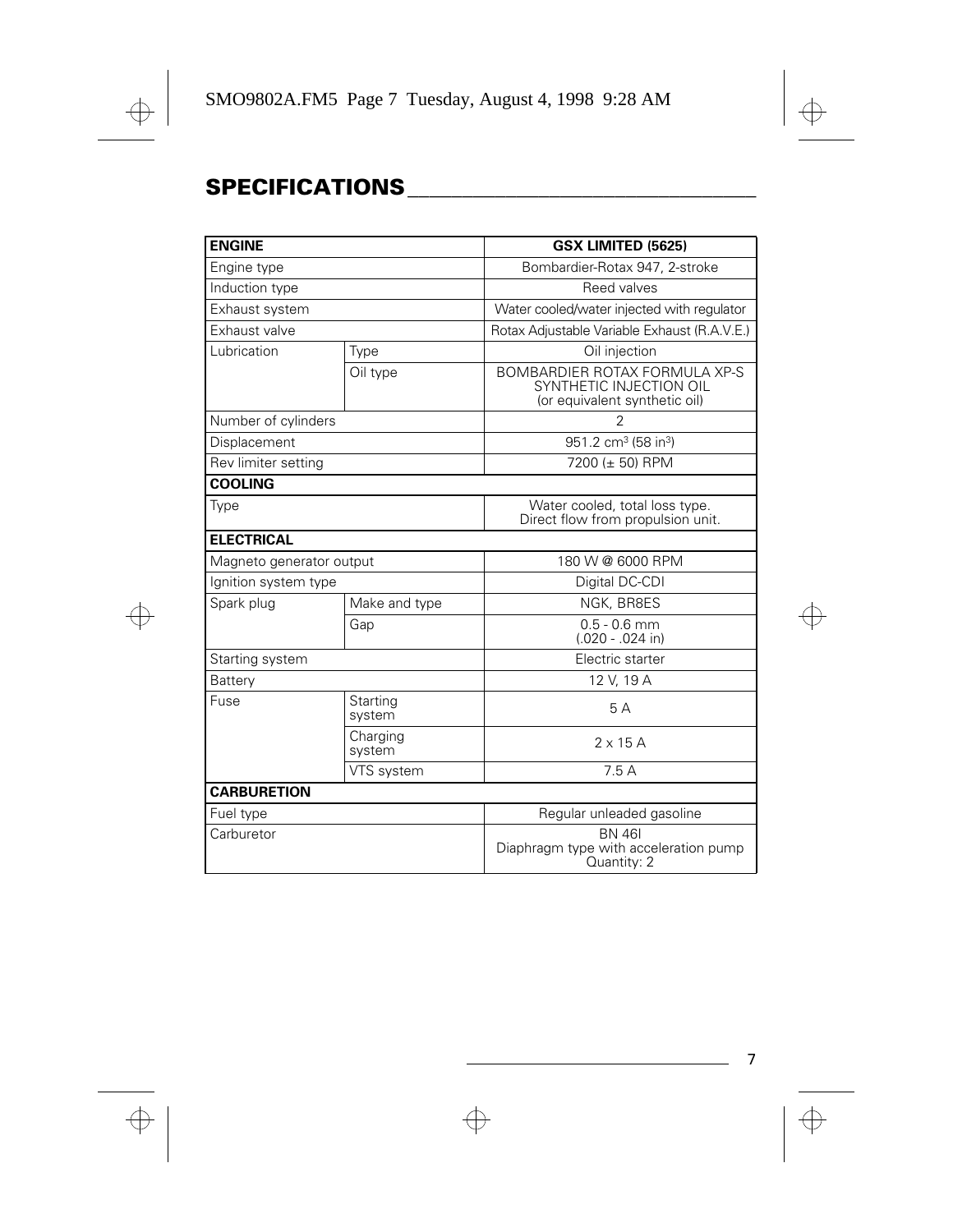# SPECIFICATIONS

| ENGINE | | GSX LIMITED (5625) |
|---|---|---|
| Engine type | | Bombardier-Rotax 947, 2-stroke |
| Induction type | | Reed valves |
| Exhaust system | | Water cooled/water injected with regulator |
| Exhaust valve | | Rotax Adjustable Variable Exhaust (R.A.V.E.) |
| Lubrication | Type | Oil injection |
| | Oil type | BOMBARDIER ROTAX FORMULA XP-S SYNTHETIC INJECTION OIL (or equivalent synthetic oil) |
| Number of cylinders | | 2 |
| Displacement | | 951.2 $cm^3$ (58 $in^3$) |
| Rev limiter setting | | 7200 (± 50) RPM |
| **COOLING** | | |
| Type | | Water cooled, total loss type. Direct flow from propulsion unit. |
| **ELECTRICAL** | | |
| Magneto generator output | | 180 W @ 6000 RPM |
| Ignition system type | | Digital DC-CDI |
| Spark plug | Make and type | NGK, BR8ES |
| | Gap | 0.5 - 0.6 mm (.020 - .024 in) |
| Starting system | | Electric starter |
| Battery | | 12 V, 19 A |
| Fuse | Starting system | 5 A |
| | Charging system | 2 x 15 A |
| | VTS system | 7.5 A |
| **CARBURETION** | | |
| Fuel type | | Regular unleaded gasoline |
| Carburetor | | BN 46I Diaphragm type with acceleration pump Quantity: 2 |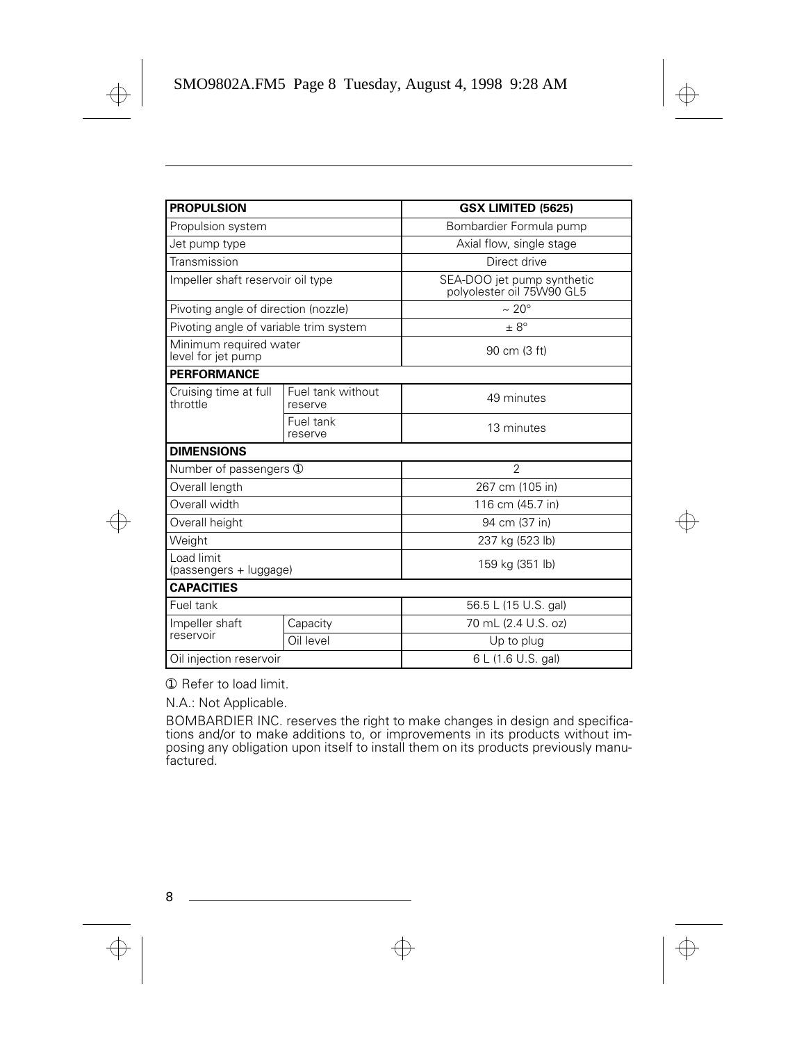| PROPULSION | | GSX LIMITED (5625) |
|---|---|---|
| Propulsion system | | Bombardier Formula pump |
| Jet pump type | | Axial flow, single stage |
| Transmission | | Direct drive |
| Impeller shaft reservoir oil type | | SEA-DOO jet pump synthetic polyolester oil 75W90 GL5 |
| Pivoting angle of direction (nozzle) | | ~ 20° |
| Pivoting angle of variable trim system | | ± 8° |
| Minimum required water level for jet pump | | 90 cm (3 ft) |
| **PERFORMANCE** | | |
| Cruising time at full throttle | Fuel tank without reserve | 49 minutes |
| | Fuel tank reserve | 13 minutes |
| **DIMENSIONS** | | |
| Number of passengers ① | | 2 |
| Overall length | | 267 cm (105 in) |
| Overall width | | 116 cm (45.7 in) |
| Overall height | | 94 cm (37 in) |
| Weight | | 237 kg (523 lb) |
| Load limit (passengers + luggage) | | 159 kg (351 lb) |
| **CAPACITIES** | | |
| Fuel tank | | 56.5 L (15 U.S. gal) |
| Impeller shaft reservoir | Capacity | 70 mL (2.4 U.S. oz) |
| | Oil level | Up to plug |
| Oil injection reservoir | | 6 L (1.6 U.S. gal) |

① Refer to load limit.

N.A.: Not Applicable.

BOMBARDIER INC. reserves the right to make changes in design and specifications and/or to make additions to, or improvements in its products without imposing any obligation upon itself to install them on its products previously manufactured.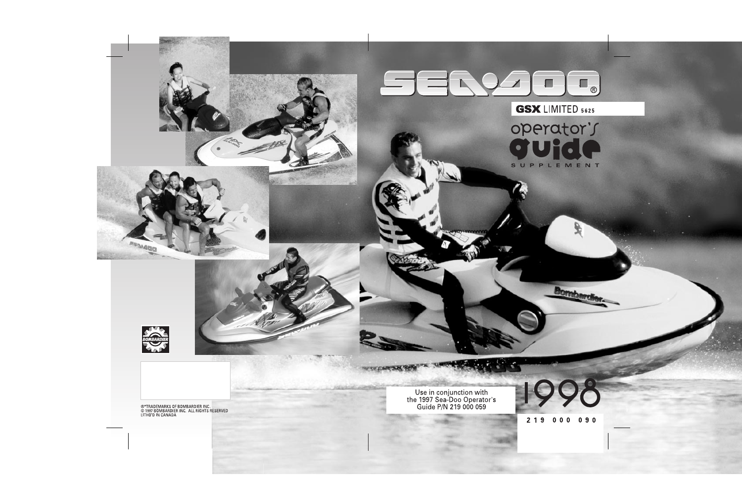# SEA-DOO®

**GSX** LIMITED 5625

## operator's guide SUPPLEMENT

Use in conjunction with the 1997 Sea-Doo Operator's Guide P/N 219 000 059

1998

219 000 090

®*TRADEMARKS OF BOMBARDIER INC.
© 1997 BOMBARDIER INC. ALL RIGHTS RESERVED
LITHO'D IN CANADA